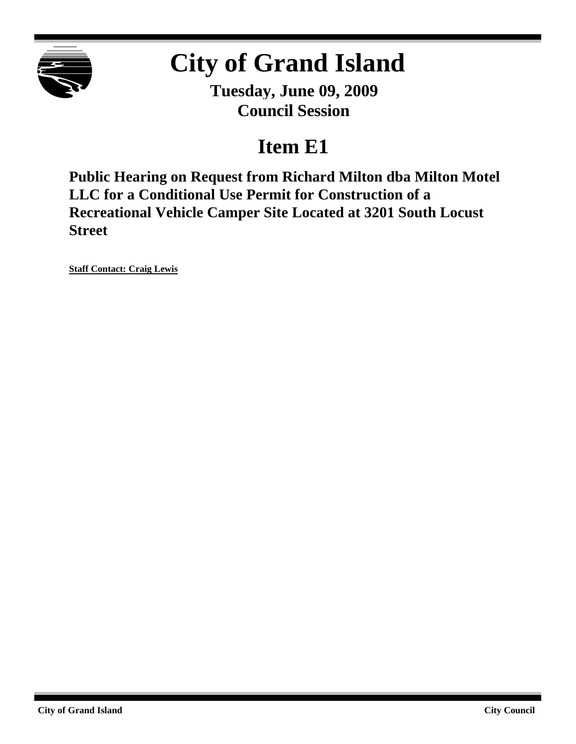# City of Grand Island

**Tuesday, June 09, 2009**
**Council Session**

## Item E1

**Public Hearing on Request from Richard Milton dba Milton Motel LLC for a Conditional Use Permit for Construction of a Recreational Vehicle Camper Site Located at 3201 South Locust Street**

**Staff Contact: Craig Lewis**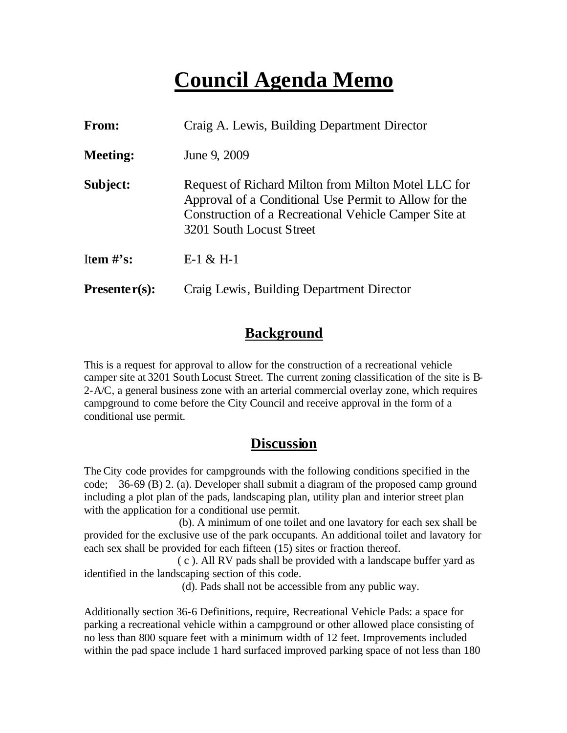# Council Agenda Memo

**From:** Craig A. Lewis, Building Department Director

**Meeting:** June 9, 2009

**Subject:** Request of Richard Milton from Milton Motel LLC for Approval of a Conditional Use Permit to Allow for the Construction of a Recreational Vehicle Camper Site at 3201 South Locust Street

**Item #'s:** E-1 & H-1

**Presenter(s):** Craig Lewis, Building Department Director

## Background

This is a request for approval to allow for the construction of a recreational vehicle camper site at 3201 South Locust Street. The current zoning classification of the site is B-2-A/C, a general business zone with an arterial commercial overlay zone, which requires campground to come before the City Council and receive approval in the form of a conditional use permit.

## Discussion

The City code provides for campgrounds with the following conditions specified in the code; 36-69 (B) 2. (a). Developer shall submit a diagram of the proposed camp ground including a plot plan of the pads, landscaping plan, utility plan and interior street plan with the application for a conditional use permit.

(b). A minimum of one toilet and one lavatory for each sex shall be provided for the exclusive use of the park occupants. An additional toilet and lavatory for each sex shall be provided for each fifteen (15) sites or fraction thereof.

( c ). All RV pads shall be provided with a landscape buffer yard as identified in the landscaping section of this code.

(d). Pads shall not be accessible from any public way.

Additionally section 36-6 Definitions, require, Recreational Vehicle Pads: a space for parking a recreational vehicle within a campground or other allowed place consisting of no less than 800 square feet with a minimum width of 12 feet. Improvements included within the pad space include 1 hard surfaced improved parking space of not less than 180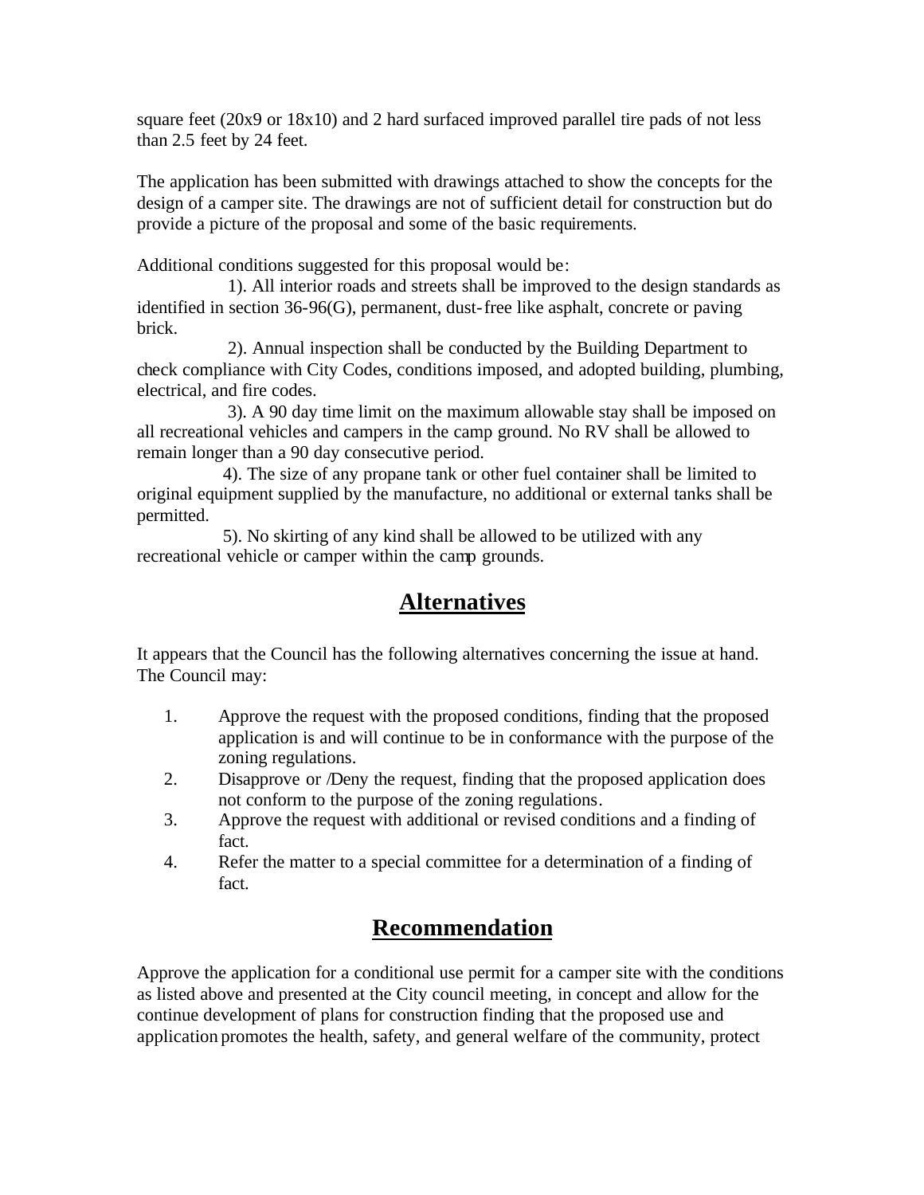square feet (20x9 or 18x10) and 2 hard surfaced improved parallel tire pads of not less than 2.5 feet by 24 feet.

The application has been submitted with drawings attached to show the concepts for the design of a camper site. The drawings are not of sufficient detail for construction but do provide a picture of the proposal and some of the basic requirements.

Additional conditions suggested for this proposal would be:

1). All interior roads and streets shall be improved to the design standards as identified in section 36-96(G), permanent, dust-free like asphalt, concrete or paving brick.

2). Annual inspection shall be conducted by the Building Department to check compliance with City Codes, conditions imposed, and adopted building, plumbing, electrical, and fire codes.

3). A 90 day time limit on the maximum allowable stay shall be imposed on all recreational vehicles and campers in the camp ground. No RV shall be allowed to remain longer than a 90 day consecutive period.

4). The size of any propane tank or other fuel container shall be limited to original equipment supplied by the manufacture, no additional or external tanks shall be permitted.

5). No skirting of any kind shall be allowed to be utilized with any recreational vehicle or camper within the camp grounds.

## Alternatives

It appears that the Council has the following alternatives concerning the issue at hand. The Council may:

1. Approve the request with the proposed conditions, finding that the proposed application is and will continue to be in conformance with the purpose of the zoning regulations.
2. Disapprove or /Deny the request, finding that the proposed application does not conform to the purpose of the zoning regulations.
3. Approve the request with additional or revised conditions and a finding of fact.
4. Refer the matter to a special committee for a determination of a finding of fact.

## Recommendation

Approve the application for a conditional use permit for a camper site with the conditions as listed above and presented at the City council meeting, in concept and allow for the continue development of plans for construction finding that the proposed use and application promotes the health, safety, and general welfare of the community, protect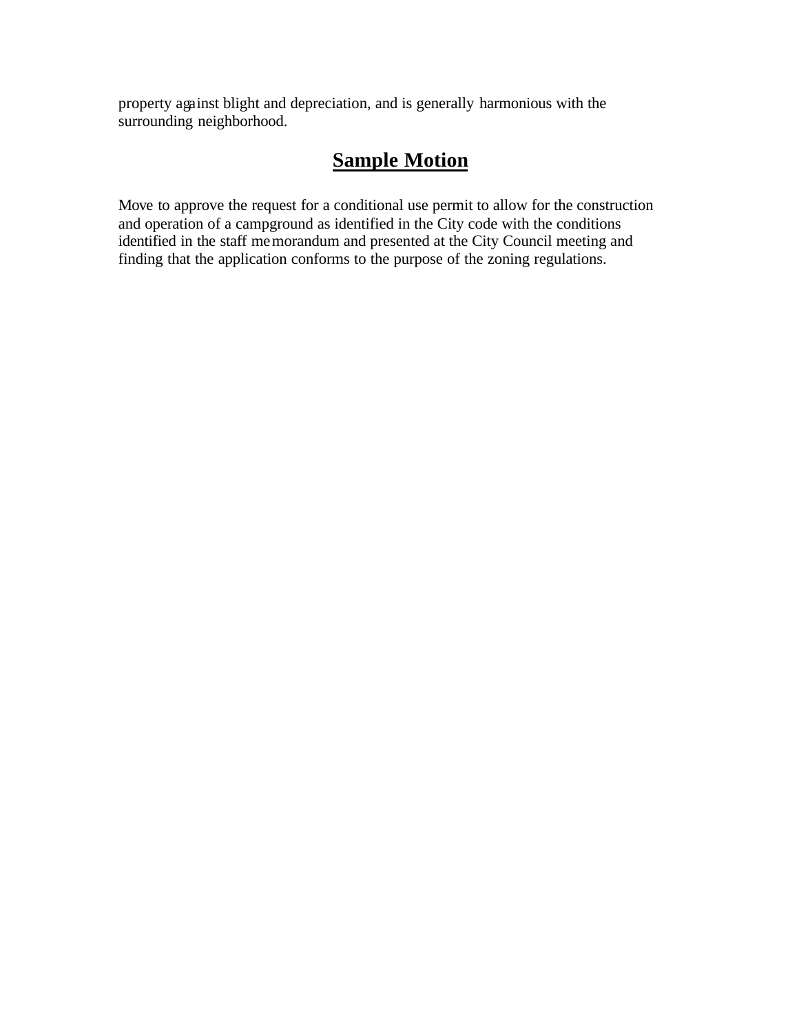property against blight and depreciation, and is generally harmonious with the surrounding neighborhood.

## Sample Motion

Move to approve the request for a conditional use permit to allow for the construction and operation of a campground as identified in the City code with the conditions identified in the staff memorandum and presented at the City Council meeting and finding that the application conforms to the purpose of the zoning regulations.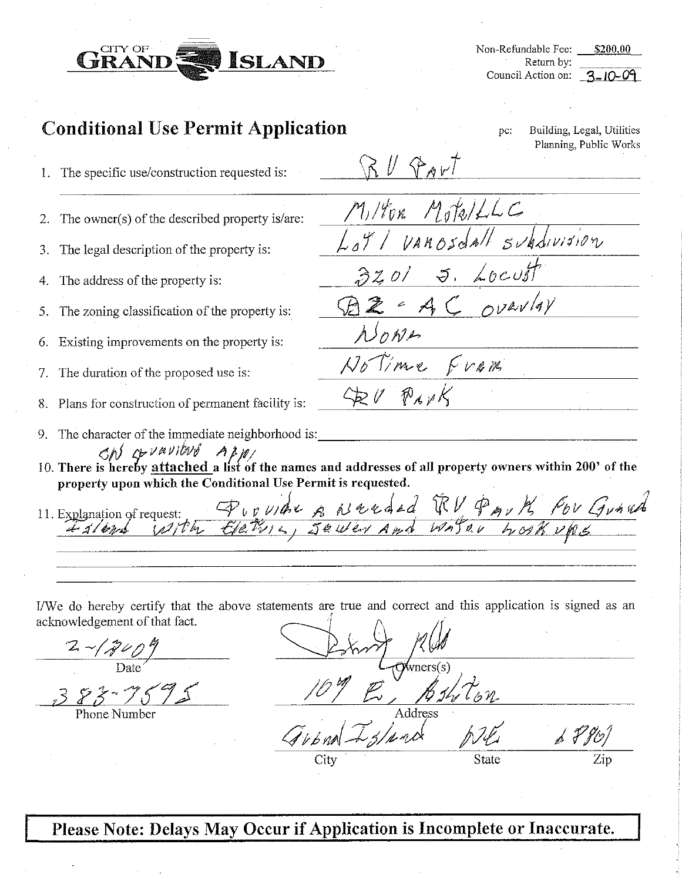CITY OF **GRAND ISLAND**

Non-Refundable Fee: $200.00
Return by: 
Council Action on: 3-10-09

# Conditional Use Permit Application

pc: Building, Legal, Utilities Planning, Public Works

1. The specific use/construction requested is: RV Part
2. The owner(s) of the described property is/are: Milton Motel LLC
3. The legal description of the property is: Lot 1 Vanosdall subdivision
4. The address of the property is: 3201 S. Locust
5. The zoning classification of the property is: B2 - AC overlay
6. Existing improvements on the property is: None
7. The duration of the proposed use is: No Time Fram
8. Plans for construction of permanent facility is: RV Park
9. The character of the immediate neighborhood is: On previous Appl
10. **There is hereby attached a list of the names and addresses of all property owners within 200' of the property upon which the Conditional Use Permit is requested.**
11. Explanation of request: Provide a needed RV Park for Grand Island with Electric, Sewer and Water hook ups

I/We do hereby certify that the above statements are true and correct and this application is signed as an acknowledgement of that fact.

2-/2009
Date

383-7595
Phone Number

[Signature]
Owners(s)

107 E. Bolton
Address

Grand Island | NE | 68801
City | State | Zip

**Please Note: Delays May Occur if Application is Incomplete or Inaccurate.**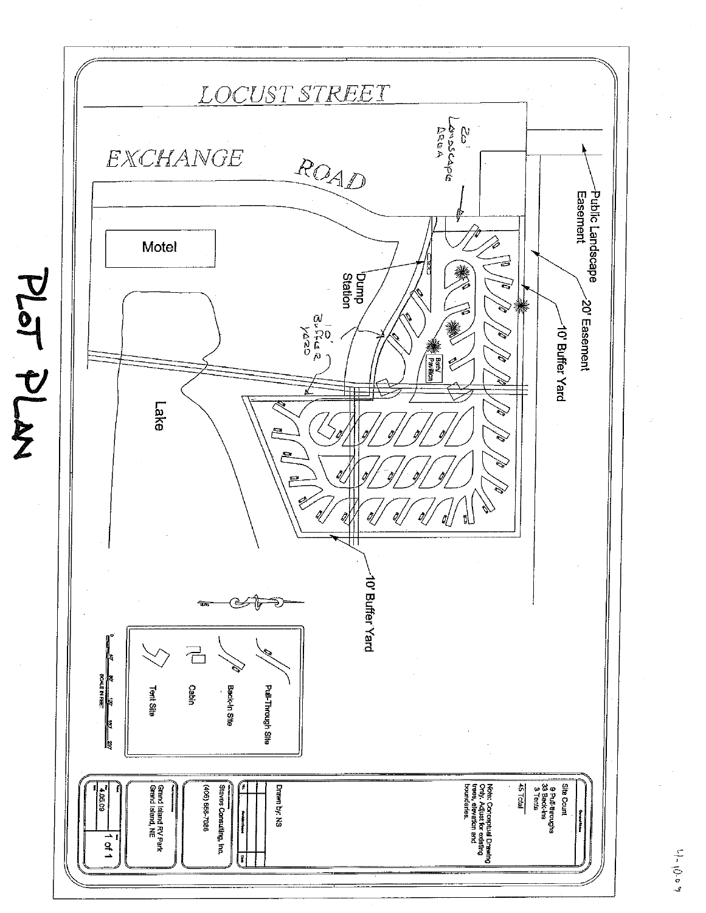# PLOT PLAN

LOCUST STREET

EXCHANGE ROAD

20' LANDSCAPE AREA

Public Landscape Easement

20' Easement

10' Buffer Yard

Motel

Dump Station

10' BUFFER YARD

Bath/ Pavilion

Lake

10' Buffer Yard

Pull-Through Site

Back-In Site

Cabin

Tent Site

SCALE IN FEET: 0, 40', 80', 120', 160', 200'

Site Count
9 Pull-throughs
33 Back-ins
3 Tents
45 Total

Note: Conceptual Drawing Only. Adjust for existing trees, elevation and boundaries.

Drawn by: NS

Steves Consulting, Inc.
(406) 668-7086

Grand Island RV Park
Grand Island, NE

4.06.09

1 of 1

4-10-09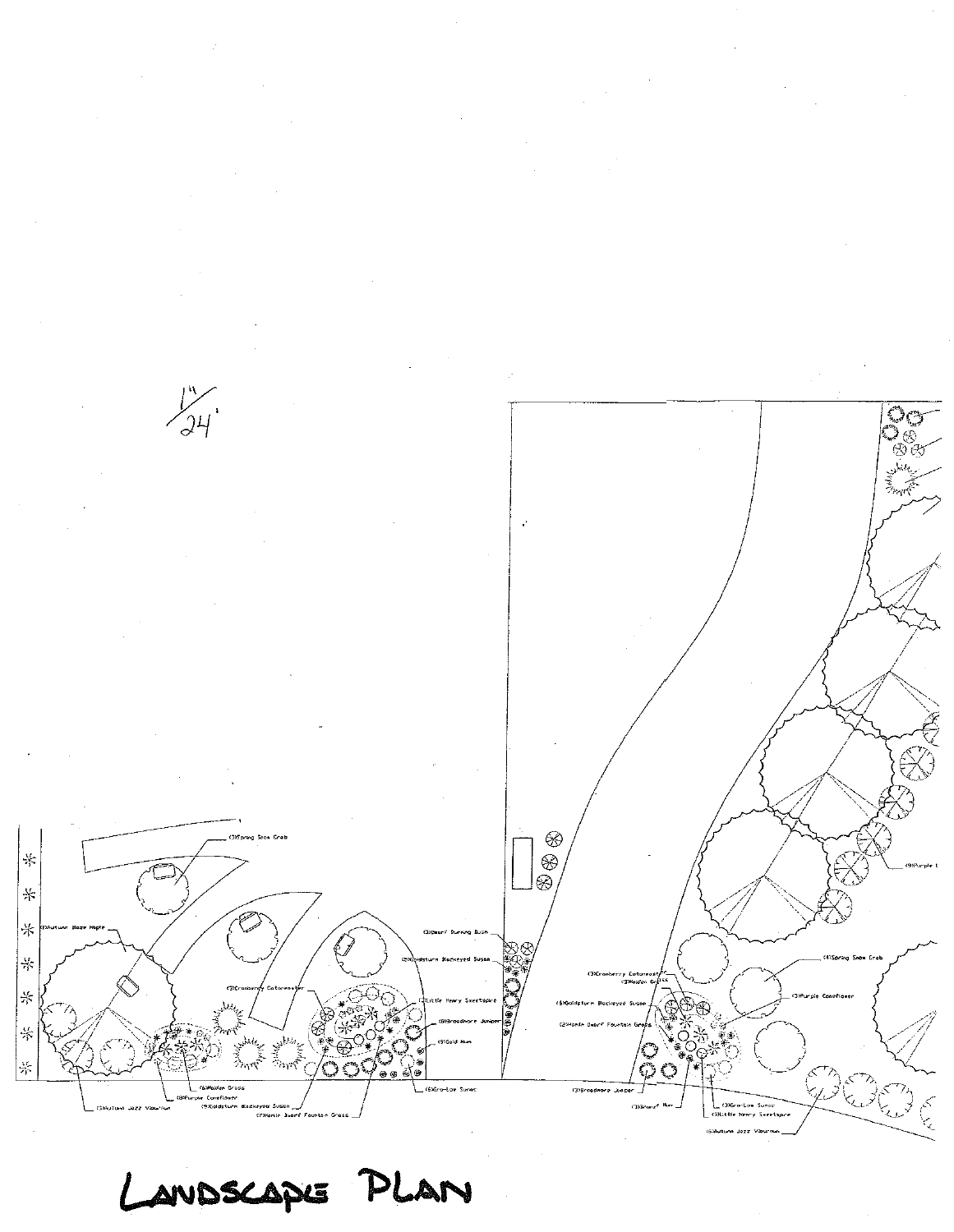1"/24'

(3)Spring Snow Crab

(1)Autumn Blaze Maple

(2)Cranberry Cotoneaster

(3)Dwarf Burning Bush

(9)Goldsturm Blackeyed Susan

(3)Little Henry Sweetspire

(9)Broadmoore Juniper

(9)Gold Mum

(6)Gro-Low Sumac

(7)Hamlin Dwarf Fountain Grass

(9)Goldsturm Blackeyed Susan

(8)Purple Coneflower

(6)Maiden Grass

(3)Autumn Jazz Viburnum

(3)Cranberry Cotoneaster

(3)Maiden Grass

(6)Goldsturm Blackeyed Susan

(2)Hamlin Dwarf Fountain Grass

(3)Broadmoore Juniper

(3)Gold Mum

(3)Gro-Low Sumac

(3)Little Henry Sweetspire

(5)Autumn Jazz Viburnum

(4)Spring Snow Crab

(3)Purple Coneflower

(9)Purple L

# LANDSCAPE PLAN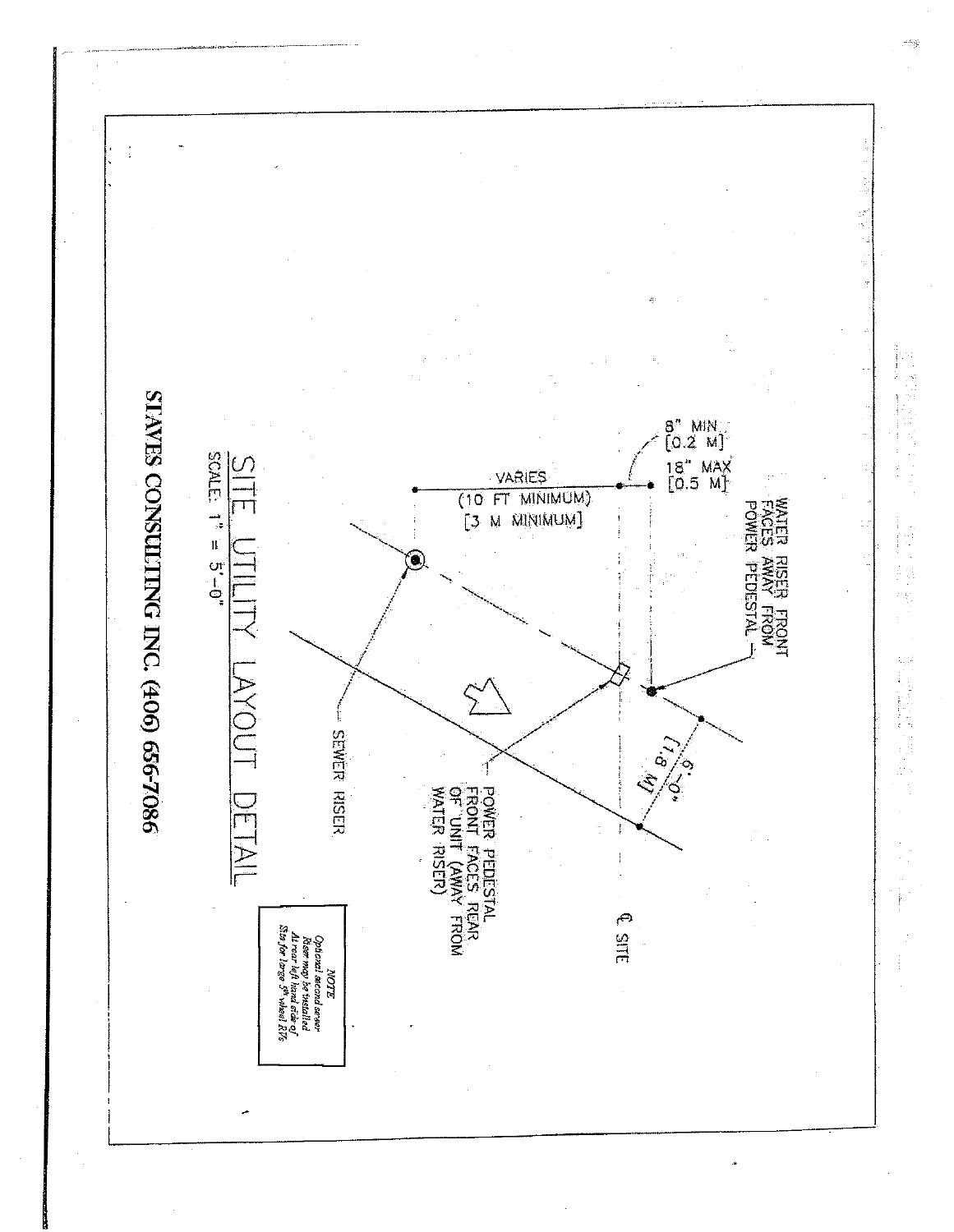# SITE UTILITY LAYOUT DETAIL

SCALE: 1" = 5'-0"

WATER RISER FRONT FACES AWAY FROM POWER PEDESTAL

8" MIN [0.2 M]

18" MAX [0.5 M]

VARIES (10 FT MINIMUM) [3 M MINIMUM]

6'-0" [1.8 M]

℄ SITE

POWER PEDESTAL FRONT FACES REAR OF UNIT (AWAY FROM WATER RISER)

SEWER RISER

*NOTE*
*Optional second sewer Riser may be installed At rear left hand side of Site for large 5th wheel RV's*

**STAYES CONSULTING INC. (406) 656-7086**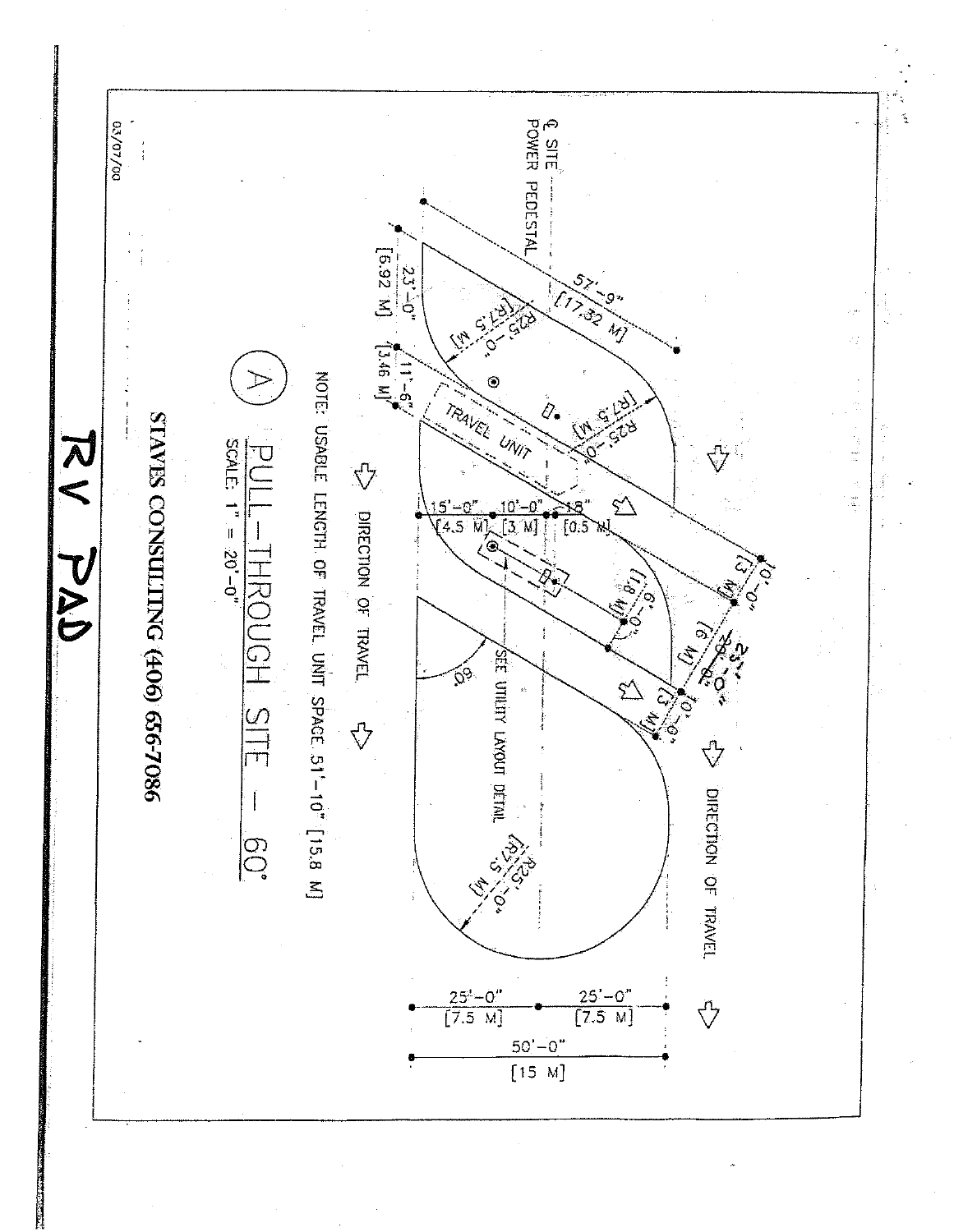# RV PAD

## (A) PULL-THROUGH SITE – 60°

SCALE: 1" = 20'-0"

NOTE: USABLE LENGTH OF TRAVEL UNIT SPACE 51'-10" [15.8 M]

℄ SITE POWER PEDESTAL

TRAVEL UNIT

SEE UTILITY LAYOUT DETAIL

DIRECTION OF TRAVEL

DIRECTION OF TRAVEL

57'-9" [17.32 M]

23'-0" [6.92 M]

11'-6" [3.46 M]

R25'-0" [R7.5 M]

R25'-0" [R7.5 M]

R25'-0" [R7.5 M]

15'-0" [4.5 M]

10'-0" [3 M]

1'-8" [0.5 M]

6'-0" [1.8 M]

10'-0" [3 M]

20'-0" [6 M]

10'-0" [3 M]

23'-1"

60°

25'-0" [7.5 M]

25'-0" [7.5 M]

50'-0" [15 M]

STAVES CONSULTING (406) 656-7086

03/07/00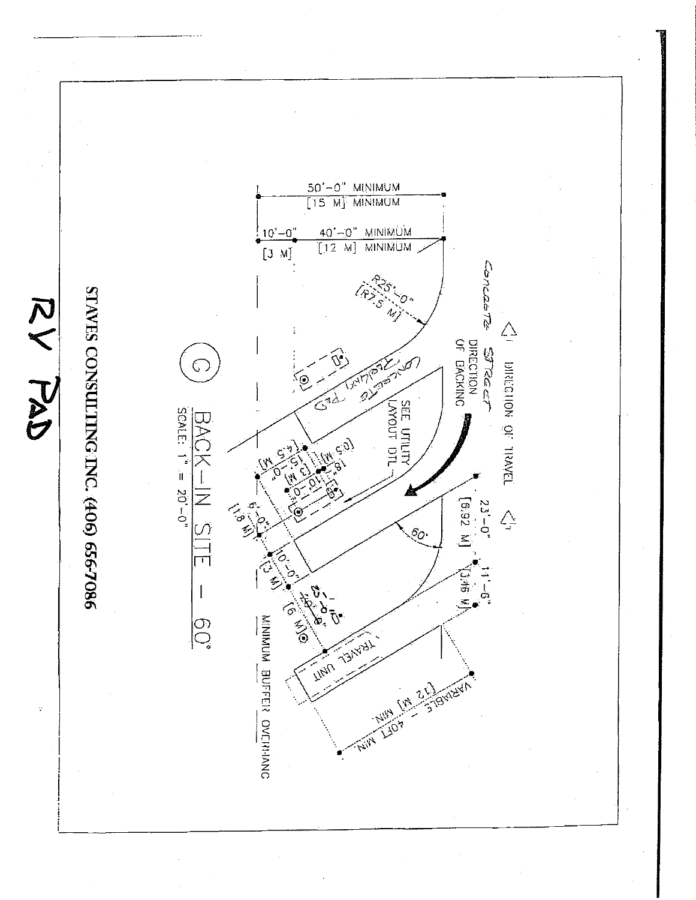# RV PAD

## G — BACK-IN SITE – 60°

SCALE: 1" = 20'-0"

50'-0" MINIMUM
[15 M] MINIMUM

10'-0"
[3 M]

40'-0" MINIMUM
[12 M] MINIMUM

R25'-0"
[R7.5 M]

DIRECTION OF TRAVEL

Concrete Street

DIRECTION OF BACKING

Concrete Parking Pad

SEE UTILITY LAYOUT DTL

23'-0"
[6.92 M]

11'-6"
[3.46 M]

60°

[0.5 M]
1'-8"

[3 M]
10'-0"

[4.5 M]
15'-0"

6'-0"
[1.8 M]

10'-0"
[3 M]

20'-0"
[6 M]

TRAVEL UNIT

VARIABLE – 40FT MIN.
[12 M] MIN.

MINIMUM BUFFER OVERHANG

STAVES CONSULTING INC. (406) 656-7086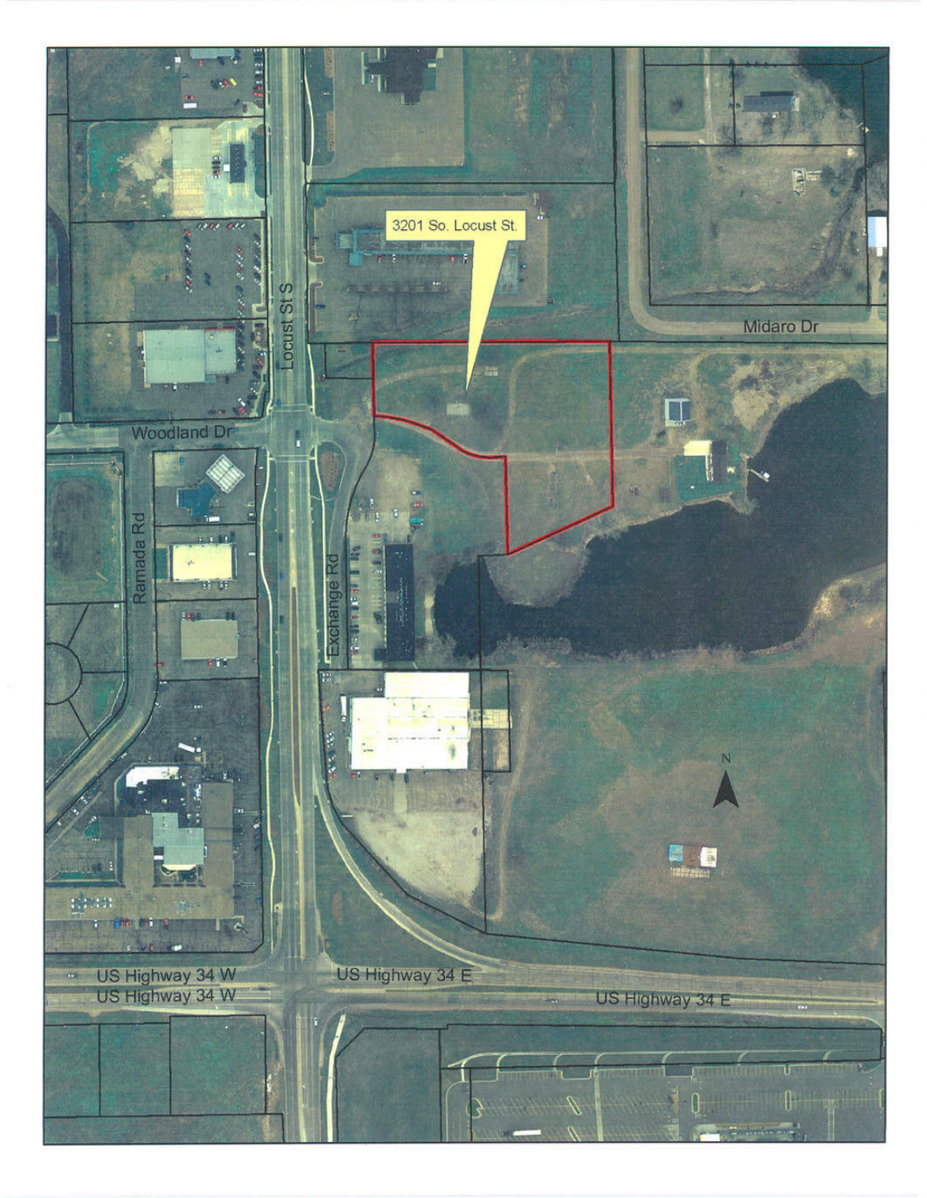3201 So. Locust St.

Locust St S

Midaro Dr

Woodland Dr

Ramada Rd

Exchange Rd

N

US Highway 34 W

US Highway 34 W

US Highway 34 E

US Highway 34 E